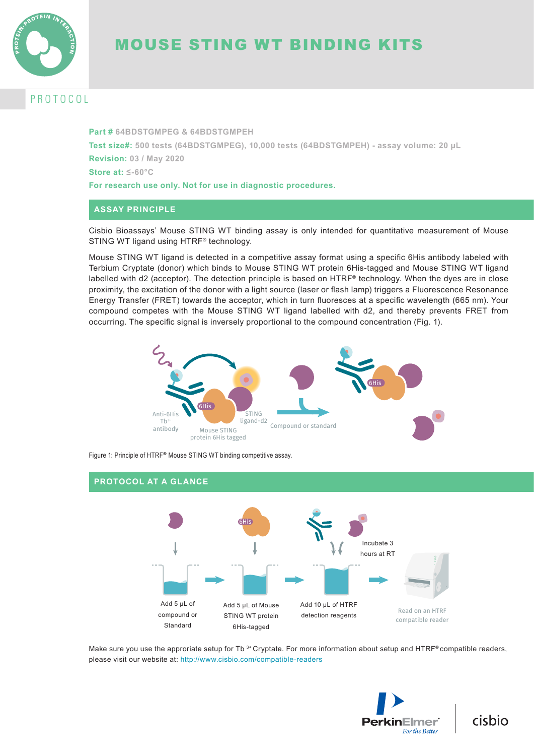# MOUSE STING WT BINDING KITS

PROTOCOL

**Part #** 64BDSTGMPEG & 64BDSTGMPEH

**Test size#:** 500 tests (64BDSTGMPEG), 10,000 tests (64BDSTGMPEH) - assay volume: 20 µL

**Revision:** 03 / May 2020

**Store at:** ≤-60°C

**For research use only. Not for use in diagnostic procedures.**

## ASSAY PRINCIPLE

Cisbio Bioassays' Mouse STING WT binding assay is only intended for quantitative measurement of Mouse STING WT ligand using HTRF® technology.

Mouse STING WT ligand is detected in a competitive assay format using a specific 6His antibody labeled with Terbium Cryptate (donor) which binds to Mouse STING WT protein 6His-tagged and Mouse STING WT ligand labelled with d2 (acceptor). The detection principle is based on HTRF® technology. When the dyes are in close proximity, the excitation of the donor with a light source (laser or flash lamp) triggers a Fluorescence Resonance Energy Transfer (FRET) towards the acceptor, which in turn fluoresces at a specific wavelength (665 nm). Your compound competes with the Mouse STING WT ligand labelled with d2, and thereby prevents FRET from occurring. The specific signal is inversely proportional to the compound concentration (Fig. 1).

Figure 1: Principle of HTRF® Mouse STING WT binding competitive assay.

## PROTOCOL AT A GLANCE

Add 5 µL of compound or Standard → Add 5 µL of Mouse STING WT protein 6His-tagged → Add 10 µL of HTRF detection reagents → Incubate 3 hours at RT → Read on an HTRF compatible reader

Make sure you use the approriate setup for Tb $^{3+}$ Cryptate. For more information about setup and HTRF® compatible readers, please visit our website at: http://www.cisbio.com/compatible-readers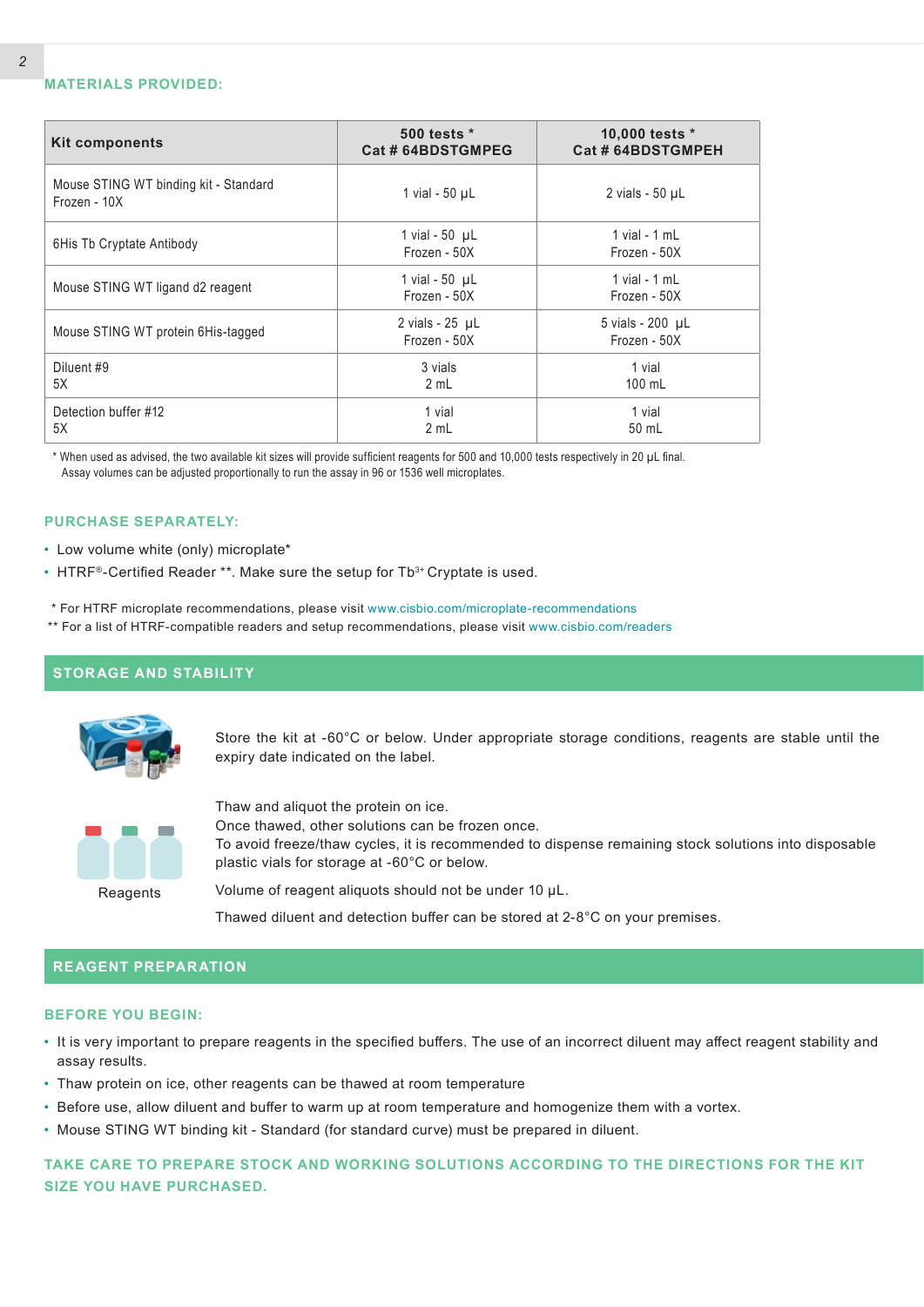## MATERIALS PROVIDED:

| Kit components | 500 tests * Cat # 64BDSTGMPEG | 10,000 tests * Cat # 64BDSTGMPEH |
|---|---|---|
| Mouse STING WT binding kit - Standard Frozen - 10X | 1 vial - 50 µL | 2 vials - 50 µL |
| 6His Tb Cryptate Antibody | 1 vial - 50 µL Frozen - 50X | 1 vial - 1 mL Frozen - 50X |
| Mouse STING WT ligand d2 reagent | 1 vial - 50 µL Frozen - 50X | 1 vial - 1 mL Frozen - 50X |
| Mouse STING WT protein 6His-tagged | 2 vials - 25 µL Frozen - 50X | 5 vials - 200 µL Frozen - 50X |
| Diluent #9 5X | 3 vials 2 mL | 1 vial 100 mL |
| Detection buffer #12 5X | 1 vial 2 mL | 1 vial 50 mL |

* When used as advised, the two available kit sizes will provide sufficient reagents for 500 and 10,000 tests respectively in 20 µL final. Assay volumes can be adjusted proportionally to run the assay in 96 or 1536 well microplates.

## PURCHASE SEPARATELY:

- Low volume white (only) microplate*
- HTRF®-Certified Reader **. Make sure the setup for $Tb^{3+}$ Cryptate is used.

* For HTRF microplate recommendations, please visit www.cisbio.com/microplate-recommendations
** For a list of HTRF-compatible readers and setup recommendations, please visit www.cisbio.com/readers

## STORAGE AND STABILITY

Store the kit at -60°C or below. Under appropriate storage conditions, reagents are stable until the expiry date indicated on the label.

Reagents

Thaw and aliquot the protein on ice.
Once thawed, other solutions can be frozen once.
To avoid freeze/thaw cycles, it is recommended to dispense remaining stock solutions into disposable plastic vials for storage at -60°C or below.

Volume of reagent aliquots should not be under 10 µL.

Thawed diluent and detection buffer can be stored at 2-8°C on your premises.

## REAGENT PREPARATION

### BEFORE YOU BEGIN:

- It is very important to prepare reagents in the specified buffers. The use of an incorrect diluent may affect reagent stability and assay results.
- Thaw protein on ice, other reagents can be thawed at room temperature
- Before use, allow diluent and buffer to warm up at room temperature and homogenize them with a vortex.
- Mouse STING WT binding kit - Standard (for standard curve) must be prepared in diluent.

**TAKE CARE TO PREPARE STOCK AND WORKING SOLUTIONS ACCORDING TO THE DIRECTIONS FOR THE KIT SIZE YOU HAVE PURCHASED.**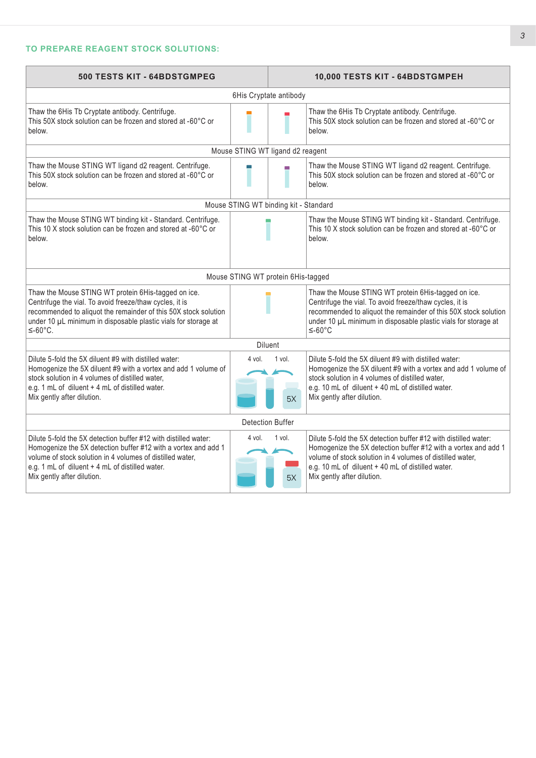## TO PREPARE REAGENT STOCK SOLUTIONS:

| 500 TESTS KIT - 64BDSTGMPEG | | | 10,000 TESTS KIT - 64BDSTGMPEH |
|---|---|---|---|
| 6His Cryptate antibody | | | |
| Thaw the 6His Tb Cryptate antibody. Centrifuge. This 50X stock solution can be frozen and stored at -60°C or below. | | | Thaw the 6His Tb Cryptate antibody. Centrifuge. This 50X stock solution can be frozen and stored at -60°C or below. |
| Mouse STING WT ligand d2 reagent | | | |
| Thaw the Mouse STING WT ligand d2 reagent. Centrifuge. This 50X stock solution can be frozen and stored at -60°C or below. | | | Thaw the Mouse STING WT ligand d2 reagent. Centrifuge. This 50X stock solution can be frozen and stored at -60°C or below. |
| Mouse STING WT binding kit - Standard | | | |
| Thaw the Mouse STING WT binding kit - Standard. Centrifuge. This 10 X stock solution can be frozen and stored at -60°C or below. | | | Thaw the Mouse STING WT binding kit - Standard. Centrifuge. This 10 X stock solution can be frozen and stored at -60°C or below. |
| Mouse STING WT protein 6His-tagged | | | |
| Thaw the Mouse STING WT protein 6His-tagged on ice. Centrifuge the vial. To avoid freeze/thaw cycles, it is recommended to aliquot the remainder of this 50X stock solution under 10 µL minimum in disposable plastic vials for storage at ≤-60°C. | | | Thaw the Mouse STING WT protein 6His-tagged on ice. Centrifuge the vial. To avoid freeze/thaw cycles, it is recommended to aliquot the remainder of this 50X stock solution under 10 µL minimum in disposable plastic vials for storage at ≤-60°C |
| Diluent | | | |
| Dilute 5-fold the 5X diluent #9 with distilled water: Homogenize the 5X diluent #9 with a vortex and add 1 volume of stock solution in 4 volumes of distilled water, e.g. 1 mL of diluent + 4 mL of distilled water. Mix gently after dilution. | 4 vol. | 1 vol. 5X | Dilute 5-fold the 5X diluent #9 with distilled water: Homogenize the 5X diluent #9 with a vortex and add 1 volume of stock solution in 4 volumes of distilled water, e.g. 10 mL of diluent + 40 mL of distilled water. Mix gently after dilution. |
| Detection Buffer | | | |
| Dilute 5-fold the 5X detection buffer #12 with distilled water: Homogenize the 5X detection buffer #12 with a vortex and add 1 volume of stock solution in 4 volumes of distilled water, e.g. 1 mL of diluent + 4 mL of distilled water. Mix gently after dilution. | 4 vol. | 1 vol. 5X | Dilute 5-fold the 5X detection buffer #12 with distilled water: Homogenize the 5X detection buffer #12 with a vortex and add 1 volume of stock solution in 4 volumes of distilled water, e.g. 10 mL of diluent + 40 mL of distilled water. Mix gently after dilution. |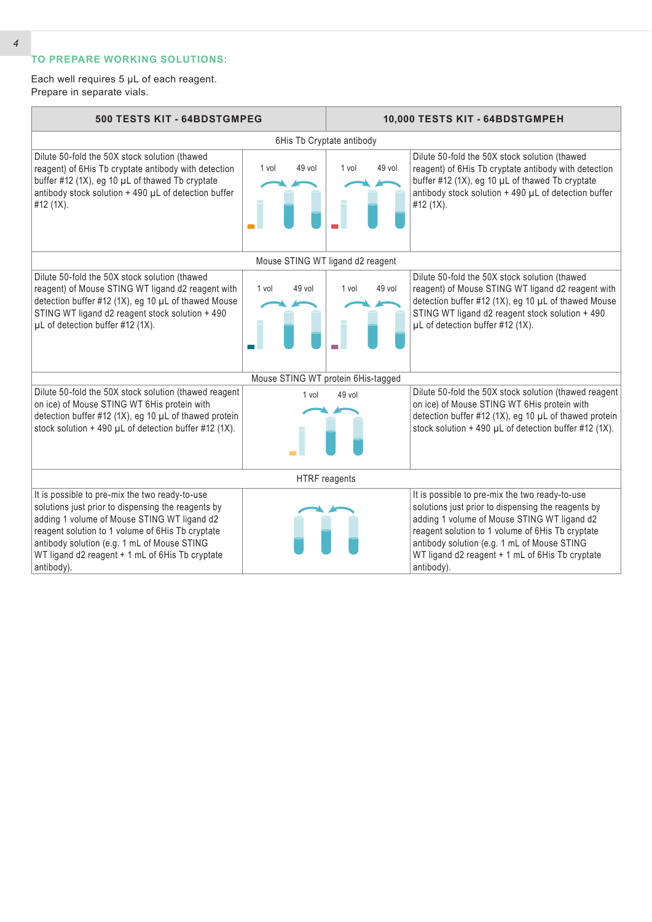## TO PREPARE WORKING SOLUTIONS:

Each well requires 5 µL of each reagent.
Prepare in separate vials.

| 500 TESTS KIT - 64BDSTGMPEG | | | 10,000 TESTS KIT - 64BDSTGMPEH |
|---|---|---|---|
| 6His Tb Cryptate antibody | | | |
| Dilute 50-fold the 50X stock solution (thawed reagent) of 6His Tb cryptate antibody with detection buffer #12 (1X), eg 10 µL of thawed Tb cryptate antibody stock solution + 490 µL of detection buffer #12 (1X). | 1 vol 49 vol | 1 vol 49 vol | Dilute 50-fold the 50X stock solution (thawed reagent) of 6His Tb cryptate antibody with detection buffer #12 (1X), eg 10 µL of thawed Tb cryptate antibody stock solution + 490 µL of detection buffer #12 (1X). |
| Mouse STING WT ligand d2 reagent | | | |
| Dilute 50-fold the 50X stock solution (thawed reagent) of Mouse STING WT ligand d2 reagent with detection buffer #12 (1X), eg 10 µL of thawed Mouse STING WT ligand d2 reagent stock solution + 490 µL of detection buffer #12 (1X). | 1 vol 49 vol | 1 vol 49 vol | Dilute 50-fold the 50X stock solution (thawed reagent) of Mouse STING WT ligand d2 reagent with detection buffer #12 (1X), eg 10 µL of thawed Mouse STING WT ligand d2 reagent stock solution + 490 µL of detection buffer #12 (1X). |
| Mouse STING WT protein 6His-tagged | | | |
| Dilute 50-fold the 50X stock solution (thawed reagent on ice) of Mouse STING WT 6His protein with detection buffer #12 (1X), eg 10 µL of thawed protein stock solution + 490 µL of detection buffer #12 (1X). | 1 vol 49 vol | | Dilute 50-fold the 50X stock solution (thawed reagent on ice) of Mouse STING WT 6His protein with detection buffer #12 (1X), eg 10 µL of thawed protein stock solution + 490 µL of detection buffer #12 (1X). |
| HTRF reagents | | | |
| It is possible to pre-mix the two ready-to-use solutions just prior to dispensing the reagents by adding 1 volume of Mouse STING WT ligand d2 reagent solution to 1 volume of 6His Tb cryptate antibody solution (e.g. 1 mL of Mouse STING WT ligand d2 reagent + 1 mL of 6His Tb cryptate antibody). | | | It is possible to pre-mix the two ready-to-use solutions just prior to dispensing the reagents by adding 1 volume of Mouse STING WT ligand d2 reagent solution to 1 volume of 6His Tb cryptate antibody solution (e.g. 1 mL of Mouse STING WT ligand d2 reagent + 1 mL of 6His Tb cryptate antibody). |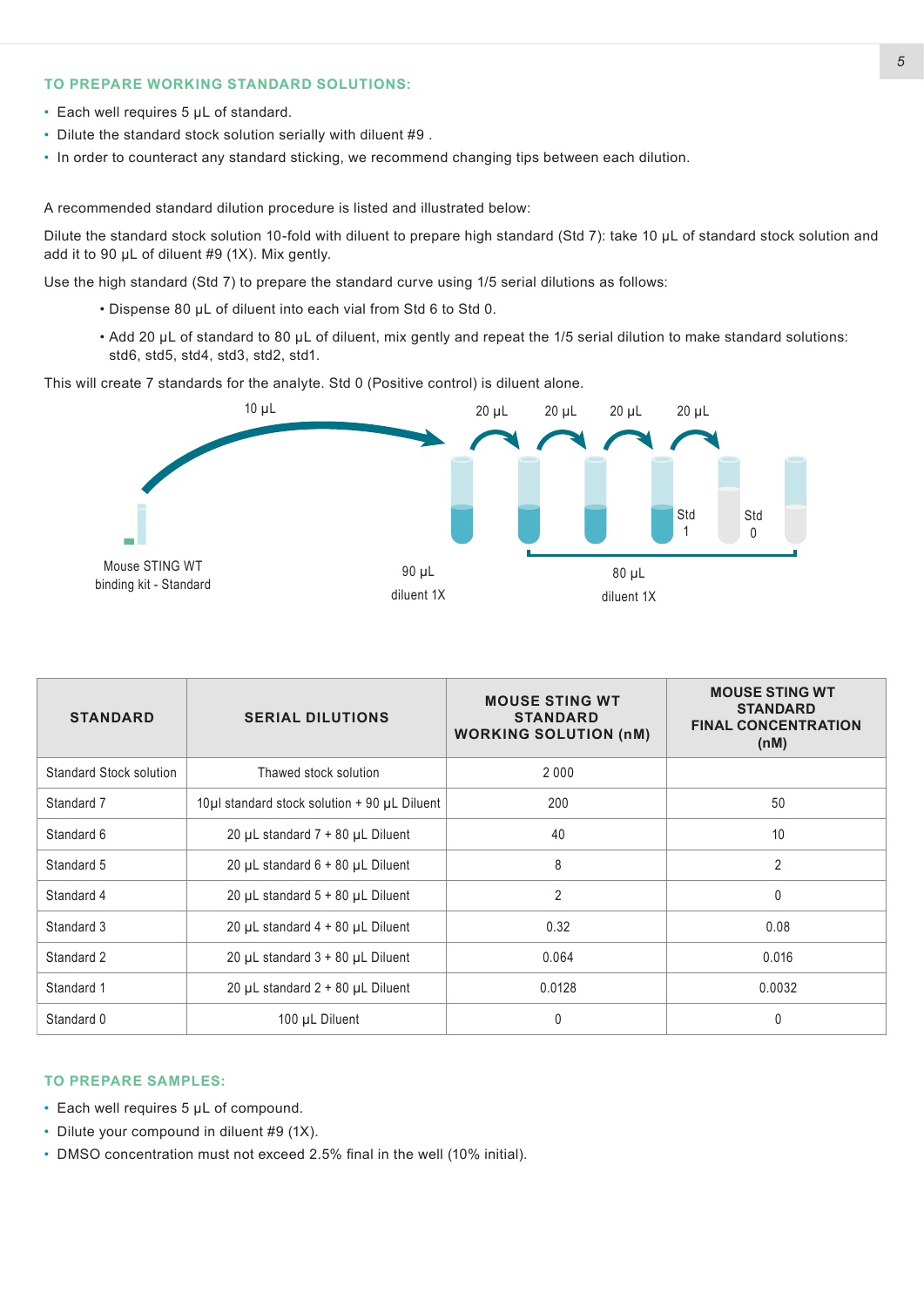### TO PREPARE WORKING STANDARD SOLUTIONS:

- Each well requires 5 µL of standard.
- Dilute the standard stock solution serially with diluent #9 .
- In order to counteract any standard sticking, we recommend changing tips between each dilution.

A recommended standard dilution procedure is listed and illustrated below:

Dilute the standard stock solution 10-fold with diluent to prepare high standard (Std 7): take 10 µL of standard stock solution and add it to 90 µL of diluent #9 (1X). Mix gently.

Use the high standard (Std 7) to prepare the standard curve using 1/5 serial dilutions as follows:

- Dispense 80 µL of diluent into each vial from Std 6 to Std 0.
- Add 20 µL of standard to 80 µL of diluent, mix gently and repeat the 1/5 serial dilution to make standard solutions: std6, std5, std4, std3, std2, std1.

This will create 7 standards for the analyte. Std 0 (Positive control) is diluent alone.

10 µL | 20 µL | 20 µL | 20 µL | 20 µL

Std 1 | Std 0

Mouse STING WT binding kit - Standard | 90 µL diluent 1X | 80 µL diluent 1X

| STANDARD | SERIAL DILUTIONS | MOUSE STING WT STANDARD WORKING SOLUTION (nM) | MOUSE STING WT STANDARD FINAL CONCENTRATION (nM) |
|---|---|---|---|
| Standard Stock solution | Thawed stock solution | 2 000 | |
| Standard 7 | 10µl standard stock solution + 90 µL Diluent | 200 | 50 |
| Standard 6 | 20 µL standard 7 + 80 µL Diluent | 40 | 10 |
| Standard 5 | 20 µL standard 6 + 80 µL Diluent | 8 | 2 |
| Standard 4 | 20 µL standard 5 + 80 µL Diluent | 2 | 0 |
| Standard 3 | 20 µL standard 4 + 80 µL Diluent | 0.32 | 0.08 |
| Standard 2 | 20 µL standard 3 + 80 µL Diluent | 0.064 | 0.016 |
| Standard 1 | 20 µL standard 2 + 80 µL Diluent | 0.0128 | 0.0032 |
| Standard 0 | 100 µL Diluent | 0 | 0 |

### TO PREPARE SAMPLES:

- Each well requires 5 µL of compound.
- Dilute your compound in diluent #9 (1X).
- DMSO concentration must not exceed 2.5% final in the well (10% initial).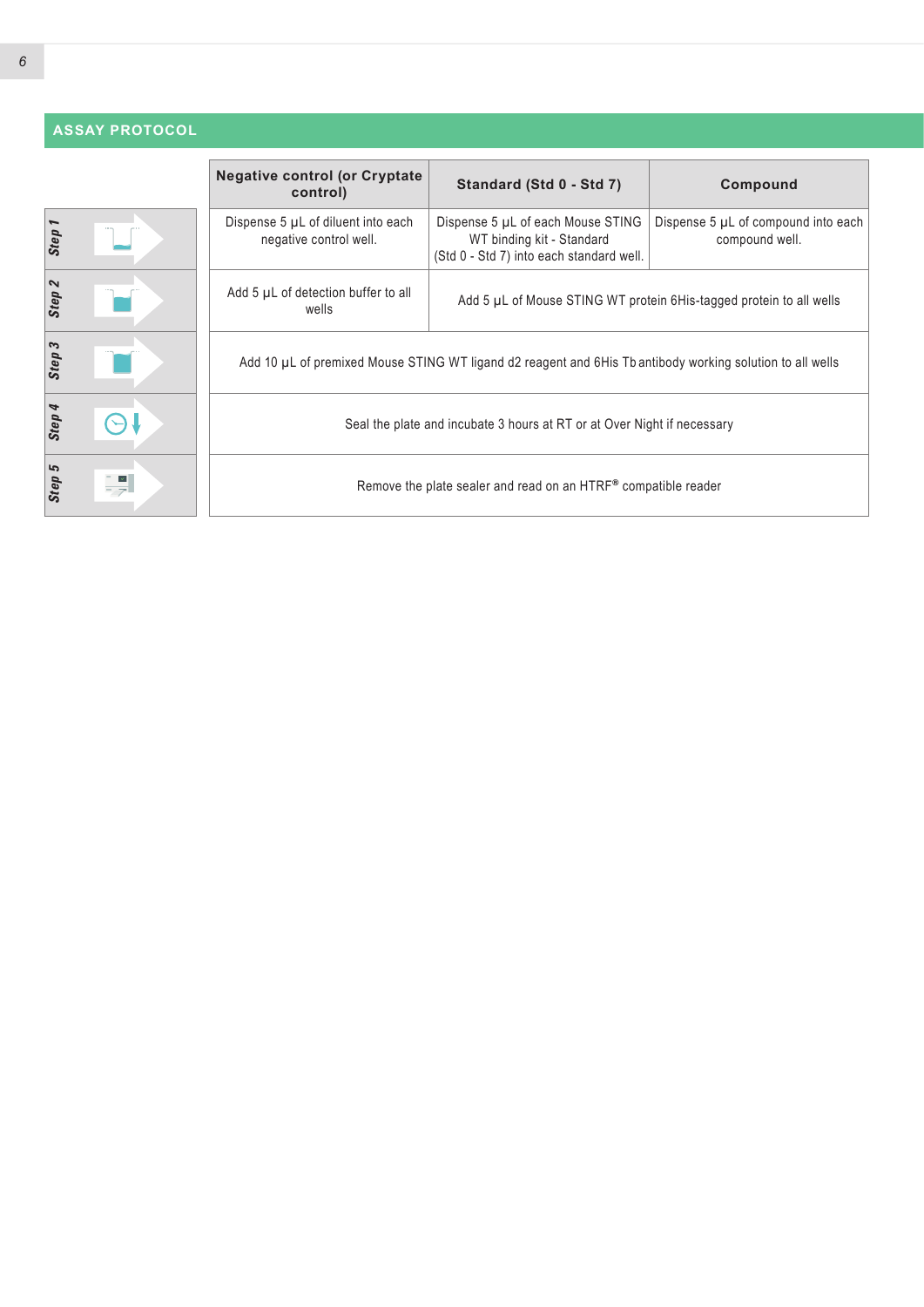## ASSAY PROTOCOL

| | Negative control (or Cryptate control) | Standard (Std 0 - Std 7) | Compound |
|---|---|---|---|
| Step 1 | Dispense 5 µL of diluent into each negative control well. | Dispense 5 µL of each Mouse STING WT binding kit - Standard (Std 0 - Std 7) into each standard well. | Dispense 5 µL of compound into each compound well. |
| Step 2 | Add 5 µL of detection buffer to all wells | Add 5 µL of Mouse STING WT protein 6His-tagged protein to all wells | |
| Step 3 | Add 10 µL of premixed Mouse STING WT ligand d2 reagent and 6His Tb antibody working solution to all wells | | |
| Step 4 | Seal the plate and incubate 3 hours at RT or at Over Night if necessary | | |
| Step 5 | Remove the plate sealer and read on an HTRF® compatible reader | | |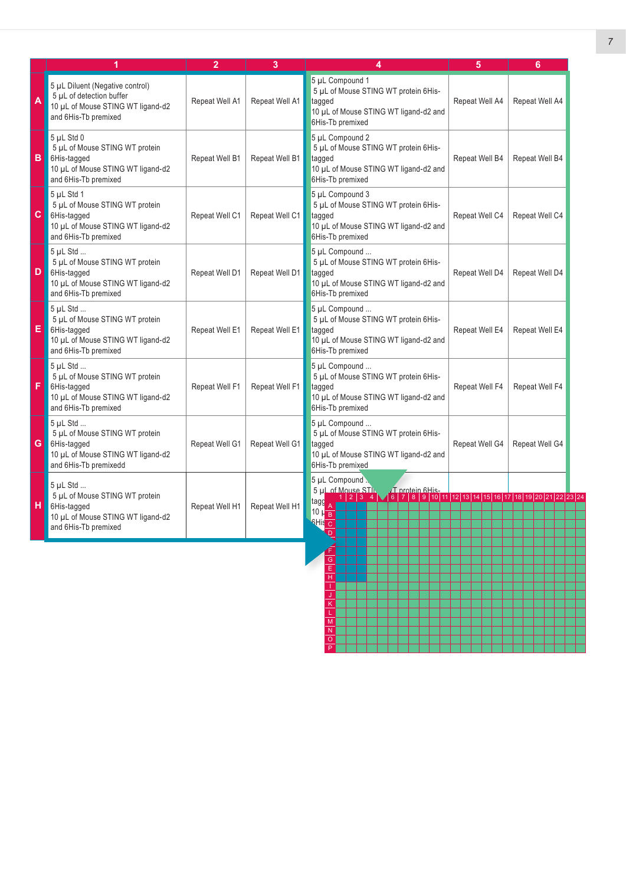| | 1 | 2 | 3 | 4 | 5 | 6 |
|---|---|---|---|---|---|---|
| A | 5 µL Diluent (Negative control) 5 µL of detection buffer 10 µL of Mouse STING WT ligand-d2 and 6His-Tb premixed | Repeat Well A1 | Repeat Well A1 | 5 µL Compound 1 5 µL of Mouse STING WT protein 6His-tagged 10 µL of Mouse STING WT ligand-d2 and 6His-Tb premixed | Repeat Well A4 | Repeat Well A4 |
| B | 5 µL Std 0 5 µL of Mouse STING WT protein 6His-tagged 10 µL of Mouse STING WT ligand-d2 and 6His-Tb premixed | Repeat Well B1 | Repeat Well B1 | 5 µL Compound 2 5 µL of Mouse STING WT protein 6His-tagged 10 µL of Mouse STING WT ligand-d2 and 6His-Tb premixed | Repeat Well B4 | Repeat Well B4 |
| C | 5 µL Std 1 5 µL of Mouse STING WT protein 6His-tagged 10 µL of Mouse STING WT ligand-d2 and 6His-Tb premixed | Repeat Well C1 | Repeat Well C1 | 5 µL Compound 3 5 µL of Mouse STING WT protein 6His-tagged 10 µL of Mouse STING WT ligand-d2 and 6His-Tb premixed | Repeat Well C4 | Repeat Well C4 |
| D | 5 µL Std ... 5 µL of Mouse STING WT protein 6His-tagged 10 µL of Mouse STING WT ligand-d2 and 6His-Tb premixed | Repeat Well D1 | Repeat Well D1 | 5 µL Compound ... 5 µL of Mouse STING WT protein 6His-tagged 10 µL of Mouse STING WT ligand-d2 and 6His-Tb premixed | Repeat Well D4 | Repeat Well D4 |
| E | 5 µL Std ... 5 µL of Mouse STING WT protein 6His-tagged 10 µL of Mouse STING WT ligand-d2 and 6His-Tb premixed | Repeat Well E1 | Repeat Well E1 | 5 µL Compound ... 5 µL of Mouse STING WT protein 6His-tagged 10 µL of Mouse STING WT ligand-d2 and 6His-Tb premixed | Repeat Well E4 | Repeat Well E4 |
| F | 5 µL Std ... 5 µL of Mouse STING WT protein 6His-tagged 10 µL of Mouse STING WT ligand-d2 and 6His-Tb premixed | Repeat Well F1 | Repeat Well F1 | 5 µL Compound ... 5 µL of Mouse STING WT protein 6His-tagged 10 µL of Mouse STING WT ligand-d2 and 6His-Tb premixed | Repeat Well F4 | Repeat Well F4 |
| G | 5 µL Std ... 5 µL of Mouse STING WT protein 6His-tagged 10 µL of Mouse STING WT ligand-d2 and 6His-Tb premixedd | Repeat Well G1 | Repeat Well G1 | 5 µL Compound ... 5 µL of Mouse STING WT protein 6His-tagged 10 µL of Mouse STING WT ligand-d2 and 6His-Tb premixed | Repeat Well G4 | Repeat Well G4 |
| H | 5 µL Std ... 5 µL of Mouse STING WT protein 6His-tagged 10 µL of Mouse STING WT ligand-d2 and 6His-Tb premixed | Repeat Well H1 | Repeat Well H1 | 5 µL Compound ... 5 µL of Mouse STING WT protein 6His-tagged 10 µL ... 6His... | | |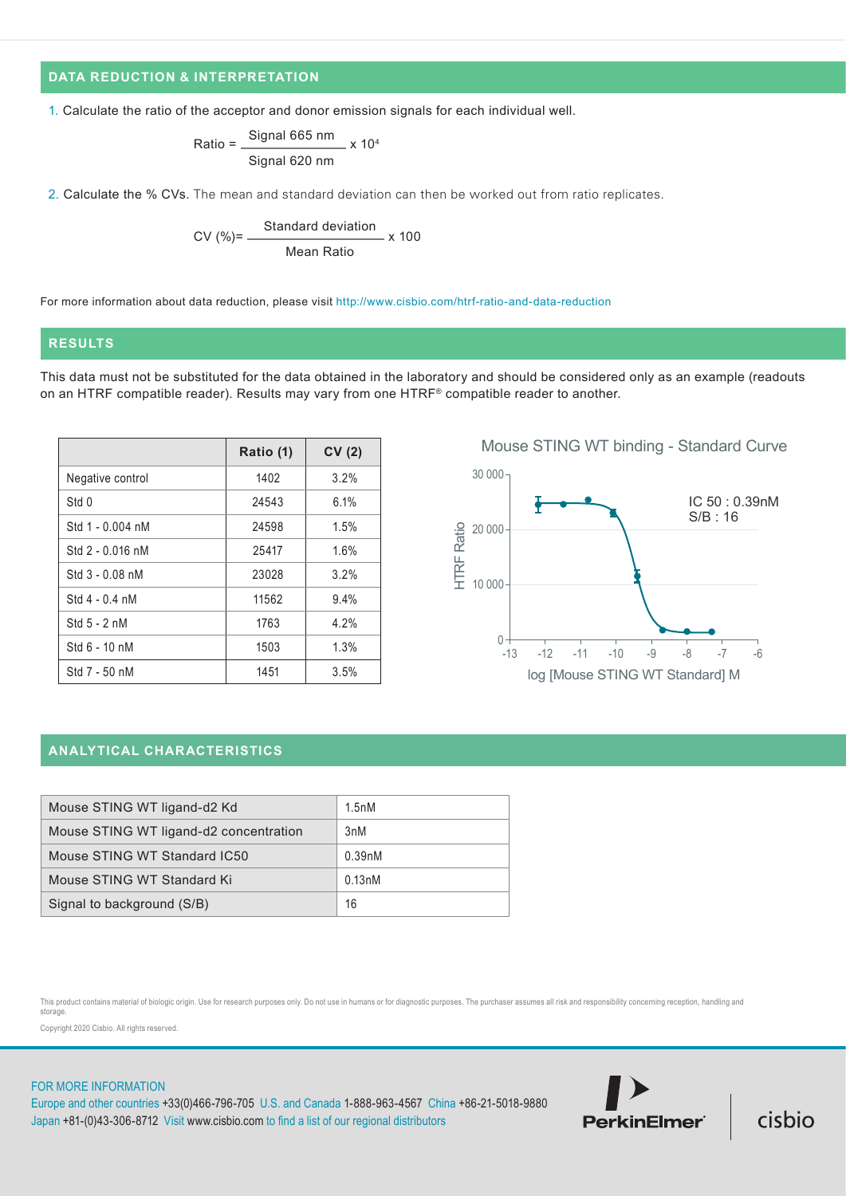## DATA REDUCTION & INTERPRETATION

1. Calculate the ratio of the acceptor and donor emission signals for each individual well.

$$\text{Ratio} = \frac{\text{Signal 665 nm}}{\text{Signal 620 nm}} \times 10^4$$

2. Calculate the % CVs. The mean and standard deviation can then be worked out from ratio replicates.

$$\text{CV (\%)} = \frac{\text{Standard deviation}}{\text{Mean Ratio}} \times 100$$

For more information about data reduction, please visit http://www.cisbio.com/htrf-ratio-and-data-reduction

## RESULTS

This data must not be substituted for the data obtained in the laboratory and should be considered only as an example (readouts on an HTRF compatible reader). Results may vary from one HTRF® compatible reader to another.

| | Ratio (1) | CV (2) |
|---|---|---|
| Negative control | 1402 | 3.2% |
| Std 0 | 24543 | 6.1% |
| Std 1 - 0.004 nM | 24598 | 1.5% |
| Std 2 - 0.016 nM | 25417 | 1.6% |
| Std 3 - 0.08 nM | 23028 | 3.2% |
| Std 4 - 0.4 nM | 11562 | 9.4% |
| Std 5 - 2 nM | 1763 | 4.2% |
| Std 6 - 10 nM | 1503 | 1.3% |
| Std 7 - 50 nM | 1451 | 3.5% |

Mouse STING WT binding - Standard Curve

IC 50 : 0.39nM
S/B : 16

HTRF Ratio

30 000
20 000
10 000
0

-13 -12 -11 -10 -9 -8 -7 -6

log [Mouse STING WT Standard] M

## ANALYTICAL CHARACTERISTICS

| | |
|---|---|
| Mouse STING WT ligand-d2 Kd | 1.5nM |
| Mouse STING WT ligand-d2 concentration | 3nM |
| Mouse STING WT Standard IC50 | 0.39nM |
| Mouse STING WT Standard Ki | 0.13nM |
| Signal to background (S/B) | 16 |

This product contains material of biologic origin. Use for research purposes only. Do not use in humans or for diagnostic purposes. The purchaser assumes all risk and responsibility concerning reception, handling and storage.

Copyright 2020 Cisbio. All rights reserved.

FOR MORE INFORMATION
Europe and other countries +33(0)466-796-705 U.S. and Canada 1-888-963-4567 China +86-21-5018-9880
Japan +81-(0)43-306-8712 Visit www.cisbio.com to find a list of our regional distributors

PerkinElmer® | cisbio